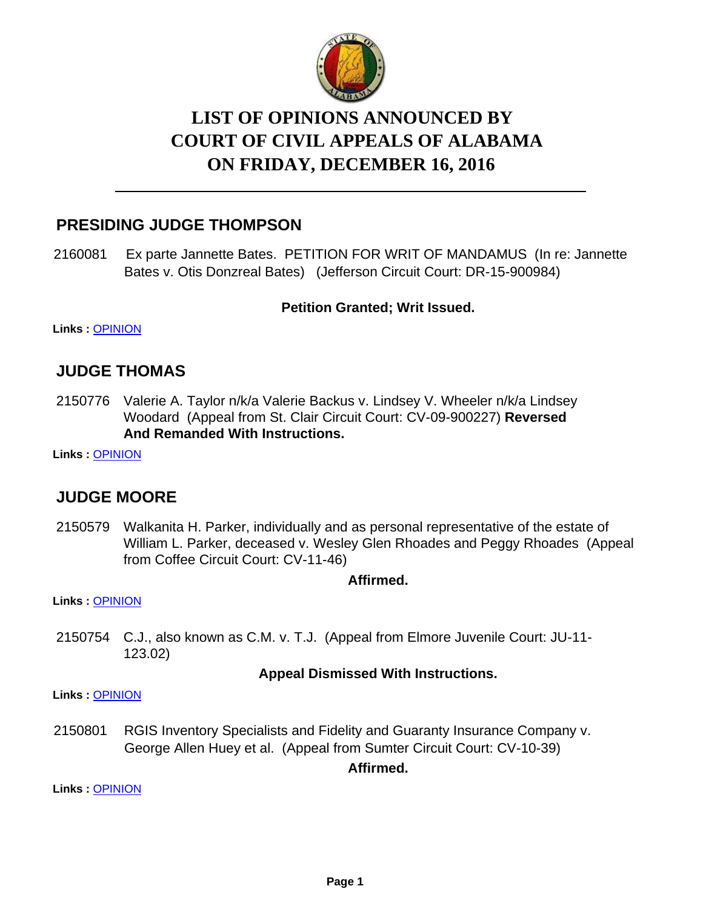# LIST OF OPINIONS ANNOUNCED BY COURT OF CIVIL APPEALS OF ALABAMA ON FRIDAY, DECEMBER 16, 2016

## PRESIDING JUDGE THOMPSON

2160081 Ex parte Jannette Bates. PETITION FOR WRIT OF MANDAMUS (In re: Jannette Bates v. Otis Donzreal Bates) (Jefferson Circuit Court: DR-15-900984)

**Petition Granted; Writ Issued.**

**Links :** OPINION

## JUDGE THOMAS

2150776 Valerie A. Taylor n/k/a Valerie Backus v. Lindsey V. Wheeler n/k/a Lindsey Woodard (Appeal from St. Clair Circuit Court: CV-09-900227) **Reversed And Remanded With Instructions.**

**Links :** OPINION

## JUDGE MOORE

2150579 Walkanita H. Parker, individually and as personal representative of the estate of William L. Parker, deceased v. Wesley Glen Rhoades and Peggy Rhoades (Appeal from Coffee Circuit Court: CV-11-46)

**Affirmed.**

**Links :** OPINION

2150754 C.J., also known as C.M. v. T.J. (Appeal from Elmore Juvenile Court: JU-11-123.02)

**Appeal Dismissed With Instructions.**

**Links :** OPINION

2150801 RGIS Inventory Specialists and Fidelity and Guaranty Insurance Company v. George Allen Huey et al. (Appeal from Sumter Circuit Court: CV-10-39)

**Affirmed.**

**Links :** OPINION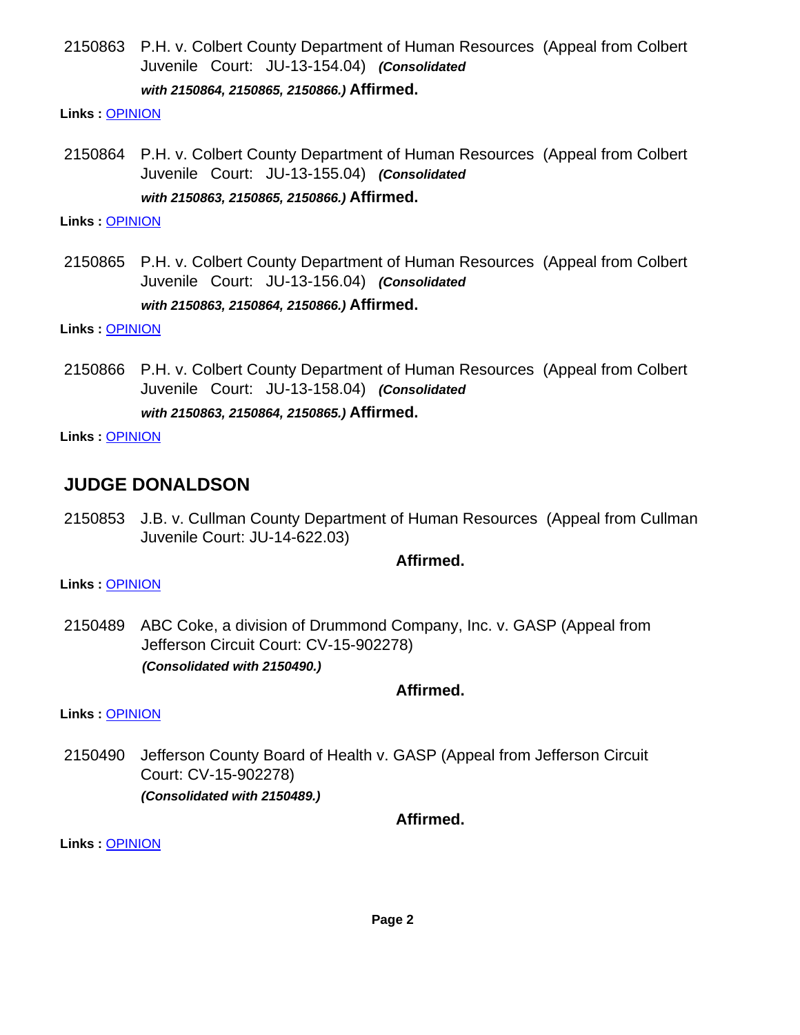2150863 P.H. v. Colbert County Department of Human Resources (Appeal from Colbert Juvenile Court: JU-13-154.04) ***(Consolidated with 2150864, 2150865, 2150866.)*** **Affirmed.**

**Links :** OPINION

2150864 P.H. v. Colbert County Department of Human Resources (Appeal from Colbert Juvenile Court: JU-13-155.04) ***(Consolidated with 2150863, 2150865, 2150866.)*** **Affirmed.**

**Links :** OPINION

2150865 P.H. v. Colbert County Department of Human Resources (Appeal from Colbert Juvenile Court: JU-13-156.04) ***(Consolidated with 2150863, 2150864, 2150866.)*** **Affirmed.**

**Links :** OPINION

2150866 P.H. v. Colbert County Department of Human Resources (Appeal from Colbert Juvenile Court: JU-13-158.04) ***(Consolidated with 2150863, 2150864, 2150865.)*** **Affirmed.**

**Links :** OPINION

## JUDGE DONALDSON

2150853 J.B. v. Cullman County Department of Human Resources (Appeal from Cullman Juvenile Court: JU-14-622.03)

**Affirmed.**

**Links :** OPINION

2150489 ABC Coke, a division of Drummond Company, Inc. v. GASP (Appeal from Jefferson Circuit Court: CV-15-902278)
***(Consolidated with 2150490.)***

**Affirmed.**

**Links :** OPINION

2150490 Jefferson County Board of Health v. GASP (Appeal from Jefferson Circuit Court: CV-15-902278)
***(Consolidated with 2150489.)***

**Affirmed.**

**Links :** OPINION